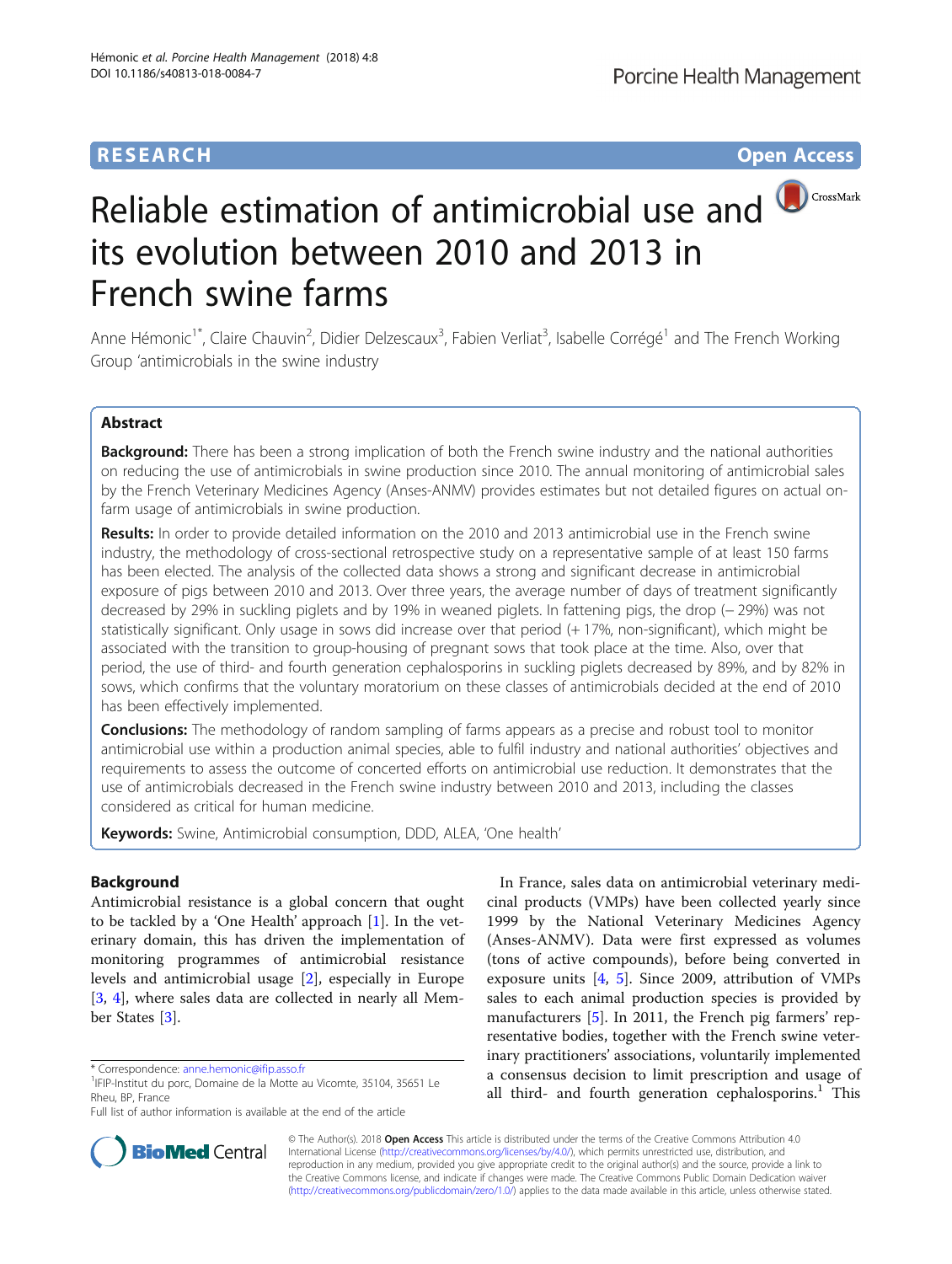RESEARCH

Open Access

# Reliable estimation of antimicrobial use and its evolution between 2010 and 2013 in French swine farms

Anne Hémonic[1*], Claire Chauvin[2], Didier Delzescaux[3], Fabien Verliat[3], Isabelle Corrégé[1] and The French Working Group 'antimicrobials in the swine industry

## Abstract

**Background:** There has been a strong implication of both the French swine industry and the national authorities on reducing the use of antimicrobials in swine production since 2010. The annual monitoring of antimicrobial sales by the French Veterinary Medicines Agency (Anses-ANMV) provides estimates but not detailed figures on actual on-farm usage of antimicrobials in swine production.

**Results:** In order to provide detailed information on the 2010 and 2013 antimicrobial use in the French swine industry, the methodology of cross-sectional retrospective study on a representative sample of at least 150 farms has been elected. The analysis of the collected data shows a strong and significant decrease in antimicrobial exposure of pigs between 2010 and 2013. Over three years, the average number of days of treatment significantly decreased by 29% in suckling piglets and by 19% in weaned piglets. In fattening pigs, the drop (− 29%) was not statistically significant. Only usage in sows did increase over that period (+ 17%, non-significant), which might be associated with the transition to group-housing of pregnant sows that took place at the time. Also, over that period, the use of third- and fourth generation cephalosporins in suckling piglets decreased by 89%, and by 82% in sows, which confirms that the voluntary moratorium on these classes of antimicrobials decided at the end of 2010 has been effectively implemented.

**Conclusions:** The methodology of random sampling of farms appears as a precise and robust tool to monitor antimicrobial use within a production animal species, able to fulfil industry and national authorities' objectives and requirements to assess the outcome of concerted efforts on antimicrobial use reduction. It demonstrates that the use of antimicrobials decreased in the French swine industry between 2010 and 2013, including the classes considered as critical for human medicine.

**Keywords:** Swine, Antimicrobial consumption, DDD, ALEA, 'One health'

## Background

Antimicrobial resistance is a global concern that ought to be tackled by a 'One Health' approach [1]. In the veterinary domain, this has driven the implementation of monitoring programmes of antimicrobial resistance levels and antimicrobial usage [2], especially in Europe [3, 4], where sales data are collected in nearly all Member States [3].

In France, sales data on antimicrobial veterinary medicinal products (VMPs) have been collected yearly since 1999 by the National Veterinary Medicines Agency (Anses-ANMV). Data were first expressed as volumes (tons of active compounds), before being converted in exposure units [4, 5]. Since 2009, attribution of VMPs sales to each animal production species is provided by manufacturers [5]. In 2011, the French pig farmers' representative bodies, together with the French swine veterinary practitioners' associations, voluntarily implemented a consensus decision to limit prescription and usage of all third- and fourth generation cephalosporins.[1] This

\* Correspondence: anne.hemonic@ifip.asso.fr

[1]IFIP-Institut du porc, Domaine de la Motte au Vicomte, 35104, 35651 Le Rheu, BP, France

Full list of author information is available at the end of the article

© The Author(s). 2018 **Open Access** This article is distributed under the terms of the Creative Commons Attribution 4.0 International License (http://creativecommons.org/licenses/by/4.0/), which permits unrestricted use, distribution, and reproduction in any medium, provided you give appropriate credit to the original author(s) and the source, provide a link to the Creative Commons license, and indicate if changes were made. The Creative Commons Public Domain Dedication waiver (http://creativecommons.org/publicdomain/zero/1.0/) applies to the data made available in this article, unless otherwise stated.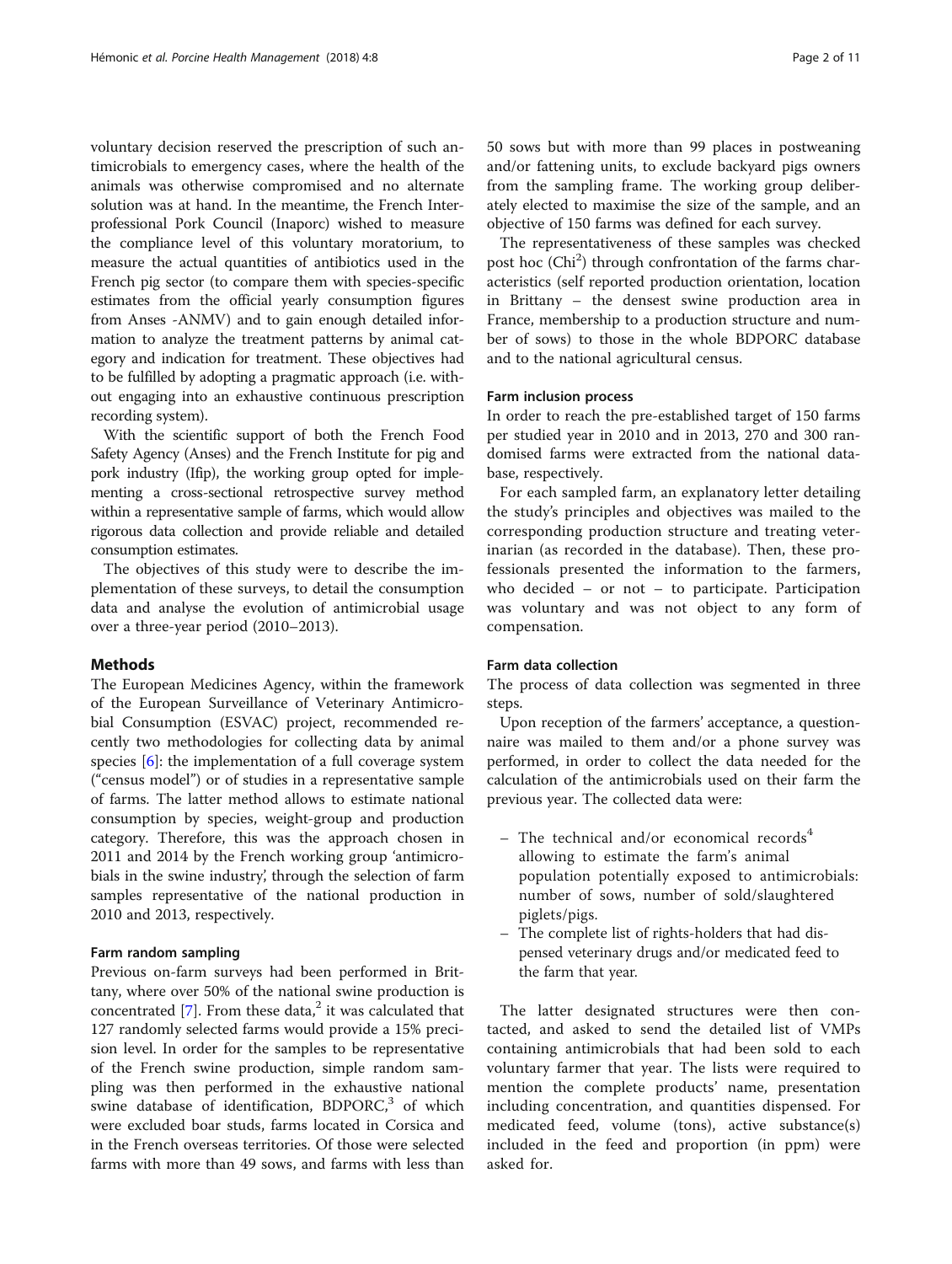voluntary decision reserved the prescription of such antimicrobials to emergency cases, where the health of the animals was otherwise compromised and no alternate solution was at hand. In the meantime, the French Interprofessional Pork Council (Inaporc) wished to measure the compliance level of this voluntary moratorium, to measure the actual quantities of antibiotics used in the French pig sector (to compare them with species-specific estimates from the official yearly consumption figures from Anses -ANMV) and to gain enough detailed information to analyze the treatment patterns by animal category and indication for treatment. These objectives had to be fulfilled by adopting a pragmatic approach (i.e. without engaging into an exhaustive continuous prescription recording system).

With the scientific support of both the French Food Safety Agency (Anses) and the French Institute for pig and pork industry (Ifip), the working group opted for implementing a cross-sectional retrospective survey method within a representative sample of farms, which would allow rigorous data collection and provide reliable and detailed consumption estimates.

The objectives of this study were to describe the implementation of these surveys, to detail the consumption data and analyse the evolution of antimicrobial usage over a three-year period (2010–2013).

## Methods

The European Medicines Agency, within the framework of the European Surveillance of Veterinary Antimicrobial Consumption (ESVAC) project, recommended recently two methodologies for collecting data by animal species [6]: the implementation of a full coverage system ("census model") or of studies in a representative sample of farms. The latter method allows to estimate national consumption by species, weight-group and production category. Therefore, this was the approach chosen in 2011 and 2014 by the French working group 'antimicrobials in the swine industry', through the selection of farm samples representative of the national production in 2010 and 2013, respectively.

### Farm random sampling

Previous on-farm surveys had been performed in Brittany, where over 50% of the national swine production is concentrated [7]. From these data,[2] it was calculated that 127 randomly selected farms would provide a 15% precision level. In order for the samples to be representative of the French swine production, simple random sampling was then performed in the exhaustive national swine database of identification, BDPORC,[3] of which were excluded boar studs, farms located in Corsica and in the French overseas territories. Of those were selected farms with more than 49 sows, and farms with less than 50 sows but with more than 99 places in postweaning and/or fattening units, to exclude backyard pigs owners from the sampling frame. The working group deliberately elected to maximise the size of the sample, and an objective of 150 farms was defined for each survey.

The representativeness of these samples was checked post hoc ($Chi^2$) through confrontation of the farms characteristics (self reported production orientation, location in Brittany – the densest swine production area in France, membership to a production structure and number of sows) to those in the whole BDPORC database and to the national agricultural census.

### Farm inclusion process

In order to reach the pre-established target of 150 farms per studied year in 2010 and in 2013, 270 and 300 randomised farms were extracted from the national database, respectively.

For each sampled farm, an explanatory letter detailing the study's principles and objectives was mailed to the corresponding production structure and treating veterinarian (as recorded in the database). Then, these professionals presented the information to the farmers, who decided – or not – to participate. Participation was voluntary and was not object to any form of compensation.

### Farm data collection

The process of data collection was segmented in three steps.

Upon reception of the farmers' acceptance, a questionnaire was mailed to them and/or a phone survey was performed, in order to collect the data needed for the calculation of the antimicrobials used on their farm the previous year. The collected data were:

- The technical and/or economical records[4] allowing to estimate the farm's animal population potentially exposed to antimicrobials: number of sows, number of sold/slaughtered piglets/pigs.
- The complete list of rights-holders that had dispensed veterinary drugs and/or medicated feed to the farm that year.

The latter designated structures were then contacted, and asked to send the detailed list of VMPs containing antimicrobials that had been sold to each voluntary farmer that year. The lists were required to mention the complete products' name, presentation including concentration, and quantities dispensed. For medicated feed, volume (tons), active substance(s) included in the feed and proportion (in ppm) were asked for.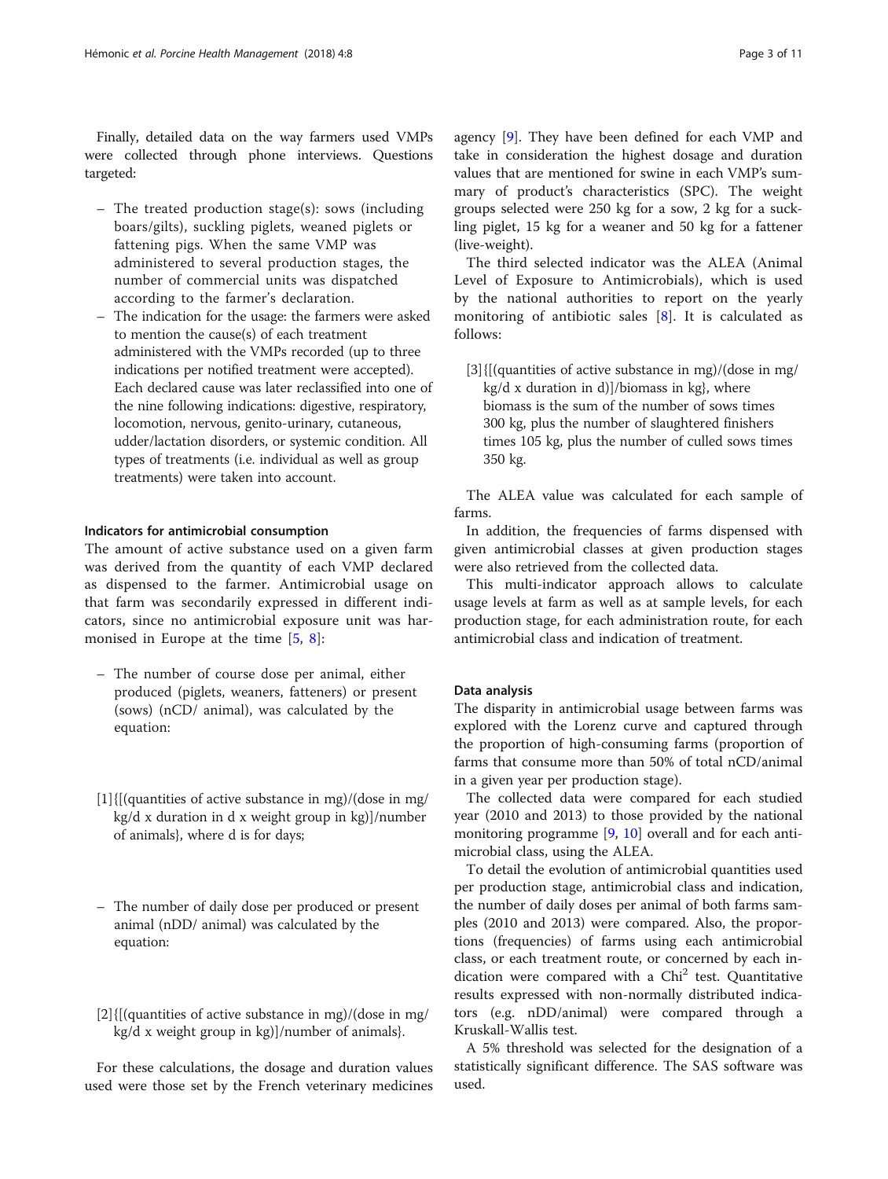Finally, detailed data on the way farmers used VMPs were collected through phone interviews. Questions targeted:

- The treated production stage(s): sows (including boars/gilts), suckling piglets, weaned piglets or fattening pigs. When the same VMP was administered to several production stages, the number of commercial units was dispatched according to the farmer's declaration.
- The indication for the usage: the farmers were asked to mention the cause(s) of each treatment administered with the VMPs recorded (up to three indications per notified treatment were accepted). Each declared cause was later reclassified into one of the nine following indications: digestive, respiratory, locomotion, nervous, genito-urinary, cutaneous, udder/lactation disorders, or systemic condition. All types of treatments (i.e. individual as well as group treatments) were taken into account.

### Indicators for antimicrobial consumption

The amount of active substance used on a given farm was derived from the quantity of each VMP declared as dispensed to the farmer. Antimicrobial usage on that farm was secondarily expressed in different indicators, since no antimicrobial exposure unit was harmonised in Europe at the time [5, 8]:

- The number of course dose per animal, either produced (piglets, weaners, fatteners) or present (sows) (nCD/ animal), was calculated by the equation:

[1]{[(quantities of active substance in mg)/(dose in mg/kg/d x duration in d x weight group in kg)]/number of animals}, where d is for days;

- The number of daily dose per produced or present animal (nDD/ animal) was calculated by the equation:

[2]{[(quantities of active substance in mg)/(dose in mg/kg/d x weight group in kg)]/number of animals}.

For these calculations, the dosage and duration values used were those set by the French veterinary medicines agency [9]. They have been defined for each VMP and take in consideration the highest dosage and duration values that are mentioned for swine in each VMP's summary of product's characteristics (SPC). The weight groups selected were 250 kg for a sow, 2 kg for a suckling piglet, 15 kg for a weaner and 50 kg for a fattener (live-weight).

The third selected indicator was the ALEA (Animal Level of Exposure to Antimicrobials), which is used by the national authorities to report on the yearly monitoring of antibiotic sales [8]. It is calculated as follows:

[3]{[(quantities of active substance in mg)/(dose in mg/kg/d x duration in d)]/biomass in kg}, where biomass is the sum of the number of sows times 300 kg, plus the number of slaughtered finishers times 105 kg, plus the number of culled sows times 350 kg.

The ALEA value was calculated for each sample of farms.

In addition, the frequencies of farms dispensed with given antimicrobial classes at given production stages were also retrieved from the collected data.

This multi-indicator approach allows to calculate usage levels at farm as well as at sample levels, for each production stage, for each administration route, for each antimicrobial class and indication of treatment.

### Data analysis

The disparity in antimicrobial usage between farms was explored with the Lorenz curve and captured through the proportion of high-consuming farms (proportion of farms that consume more than 50% of total nCD/animal in a given year per production stage).

The collected data were compared for each studied year (2010 and 2013) to those provided by the national monitoring programme [9, 10] overall and for each antimicrobial class, using the ALEA.

To detail the evolution of antimicrobial quantities used per production stage, antimicrobial class and indication, the number of daily doses per animal of both farms samples (2010 and 2013) were compared. Also, the proportions (frequencies) of farms using each antimicrobial class, or each treatment route, or concerned by each indication were compared with a $\text{Chi}^2$ test. Quantitative results expressed with non-normally distributed indicators (e.g. nDD/animal) were compared through a Kruskall-Wallis test.

A 5% threshold was selected for the designation of a statistically significant difference. The SAS software was used.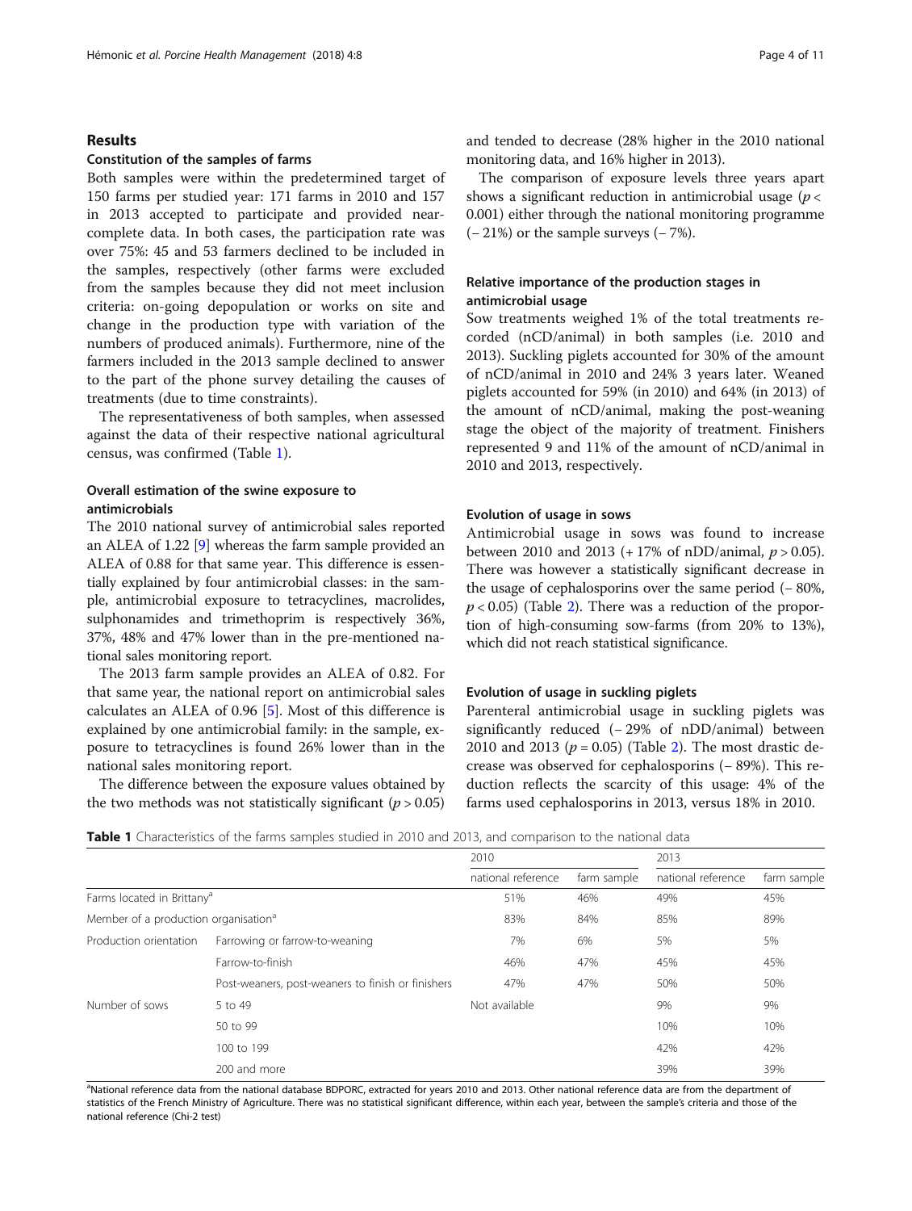## Results

### Constitution of the samples of farms

Both samples were within the predetermined target of 150 farms per studied year: 171 farms in 2010 and 157 in 2013 accepted to participate and provided near-complete data. In both cases, the participation rate was over 75%: 45 and 53 farmers declined to be included in the samples, respectively (other farms were excluded from the samples because they did not meet inclusion criteria: on-going depopulation or works on site and change in the production type with variation of the numbers of produced animals). Furthermore, nine of the farmers included in the 2013 sample declined to answer to the part of the phone survey detailing the causes of treatments (due to time constraints).

The representativeness of both samples, when assessed against the data of their respective national agricultural census, was confirmed (Table 1).

### Overall estimation of the swine exposure to antimicrobials

The 2010 national survey of antimicrobial sales reported an ALEA of 1.22 [9] whereas the farm sample provided an ALEA of 0.88 for that same year. This difference is essentially explained by four antimicrobial classes: in the sample, antimicrobial exposure to tetracyclines, macrolides, sulphonamides and trimethoprim is respectively 36%, 37%, 48% and 47% lower than in the pre-mentioned national sales monitoring report.

The 2013 farm sample provides an ALEA of 0.82. For that same year, the national report on antimicrobial sales calculates an ALEA of 0.96 [5]. Most of this difference is explained by one antimicrobial family: in the sample, exposure to tetracyclines is found 26% lower than in the national sales monitoring report.

The difference between the exposure values obtained by the two methods was not statistically significant ($p > 0.05$) and tended to decrease (28% higher in the 2010 national monitoring data, and 16% higher in 2013).

The comparison of exposure levels three years apart shows a significant reduction in antimicrobial usage ($p < 0.001$) either through the national monitoring programme (− 21%) or the sample surveys (− 7%).

### Relative importance of the production stages in antimicrobial usage

Sow treatments weighed 1% of the total treatments recorded (nCD/animal) in both samples (i.e. 2010 and 2013). Suckling piglets accounted for 30% of the amount of nCD/animal in 2010 and 24% 3 years later. Weaned piglets accounted for 59% (in 2010) and 64% (in 2013) of the amount of nCD/animal, making the post-weaning stage the object of the majority of treatment. Finishers represented 9 and 11% of the amount of nCD/animal in 2010 and 2013, respectively.

### Evolution of usage in sows

Antimicrobial usage in sows was found to increase between 2010 and 2013 (+ 17% of nDD/animal, $p > 0.05$). There was however a statistically significant decrease in the usage of cephalosporins over the same period (− 80%, $p < 0.05$) (Table 2). There was a reduction of the proportion of high-consuming sow-farms (from 20% to 13%), which did not reach statistical significance.

### Evolution of usage in suckling piglets

Parenteral antimicrobial usage in suckling piglets was significantly reduced (− 29% of nDD/animal) between 2010 and 2013 ($p = 0.05$) (Table 2). The most drastic decrease was observed for cephalosporins (− 89%). This reduction reflects the scarcity of this usage: 4% of the farms used cephalosporins in 2013, versus 18% in 2010.

**Table 1** Characteristics of the farms samples studied in 2010 and 2013, and comparison to the national data

| | | 2010 | | 2013 | |
|---|---|---|---|---|---|
| | | national reference | farm sample | national reference | farm sample |
| Farms located in Brittany[a] | | 51% | 46% | 49% | 45% |
| Member of a production organisation[a] | | 83% | 84% | 85% | 89% |
| Production orientation | Farrowing or farrow-to-weaning | 7% | 6% | 5% | 5% |
| | Farrow-to-finish | 46% | 47% | 45% | 45% |
| | Post-weaners, post-weaners to finish or finishers | 47% | 47% | 50% | 50% |
| Number of sows | 5 to 49 | Not available | | 9% | 9% |
| | 50 to 99 | | | 10% | 10% |
| | 100 to 199 | | | 42% | 42% |
| | 200 and more | | | 39% | 39% |

[a]National reference data from the national database BDPORC, extracted for years 2010 and 2013. Other national reference data are from the department of statistics of the French Ministry of Agriculture. There was no statistical significant difference, within each year, between the sample's criteria and those of the national reference (Chi-2 test)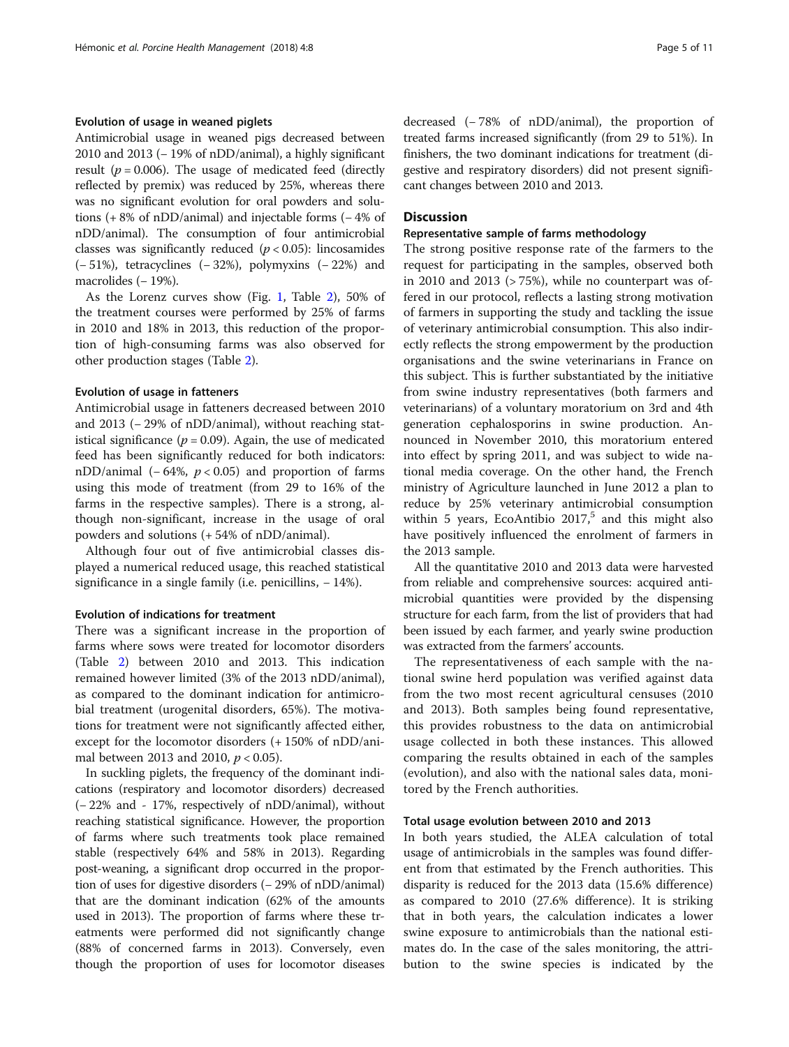#### Evolution of usage in weaned piglets

Antimicrobial usage in weaned pigs decreased between 2010 and 2013 (− 19% of nDD/animal), a highly significant result ($p = 0.006$). The usage of medicated feed (directly reflected by premix) was reduced by 25%, whereas there was no significant evolution for oral powders and solutions (+ 8% of nDD/animal) and injectable forms (− 4% of nDD/animal). The consumption of four antimicrobial classes was significantly reduced ($p < 0.05$): lincosamides (− 51%), tetracyclines (− 32%), polymyxins (− 22%) and macrolides (− 19%).

As the Lorenz curves show (Fig. 1, Table 2), 50% of the treatment courses were performed by 25% of farms in 2010 and 18% in 2013, this reduction of the proportion of high-consuming farms was also observed for other production stages (Table 2).

#### Evolution of usage in fatteners

Antimicrobial usage in fatteners decreased between 2010 and 2013 (− 29% of nDD/animal), without reaching statistical significance ($p = 0.09$). Again, the use of medicated feed has been significantly reduced for both indicators: nDD/animal (− 64%, $p < 0.05$) and proportion of farms using this mode of treatment (from 29 to 16% of the farms in the respective samples). There is a strong, although non-significant, increase in the usage of oral powders and solutions (+ 54% of nDD/animal).

Although four out of five antimicrobial classes displayed a numerical reduced usage, this reached statistical significance in a single family (i.e. penicillins, − 14%).

#### Evolution of indications for treatment

There was a significant increase in the proportion of farms where sows were treated for locomotor disorders (Table 2) between 2010 and 2013. This indication remained however limited (3% of the 2013 nDD/animal), as compared to the dominant indication for antimicrobial treatment (urogenital disorders, 65%). The motivations for treatment were not significantly affected either, except for the locomotor disorders (+ 150% of nDD/animal between 2013 and 2010, $p < 0.05$).

In suckling piglets, the frequency of the dominant indications (respiratory and locomotor disorders) decreased (− 22% and - 17%, respectively of nDD/animal), without reaching statistical significance. However, the proportion of farms where such treatments took place remained stable (respectively 64% and 58% in 2013). Regarding post-weaning, a significant drop occurred in the proportion of uses for digestive disorders (− 29% of nDD/animal) that are the dominant indication (62% of the amounts used in 2013). The proportion of farms where these treatments were performed did not significantly change (88% of concerned farms in 2013). Conversely, even though the proportion of uses for locomotor diseases decreased (− 78% of nDD/animal), the proportion of treated farms increased significantly (from 29 to 51%). In finishers, the two dominant indications for treatment (digestive and respiratory disorders) did not present significant changes between 2010 and 2013.

## Discussion

#### Representative sample of farms methodology

The strong positive response rate of the farmers to the request for participating in the samples, observed both in 2010 and 2013 (> 75%), while no counterpart was offered in our protocol, reflects a lasting strong motivation of farmers in supporting the study and tackling the issue of veterinary antimicrobial consumption. This also indirectly reflects the strong empowerment by the production organisations and the swine veterinarians in France on this subject. This is further substantiated by the initiative from swine industry representatives (both farmers and veterinarians) of a voluntary moratorium on 3rd and 4th generation cephalosporins in swine production. Announced in November 2010, this moratorium entered into effect by spring 2011, and was subject to wide national media coverage. On the other hand, the French ministry of Agriculture launched in June 2012 a plan to reduce by 25% veterinary antimicrobial consumption within 5 years, EcoAntibio 2017,[5] and this might also have positively influenced the enrolment of farmers in the 2013 sample.

All the quantitative 2010 and 2013 data were harvested from reliable and comprehensive sources: acquired antimicrobial quantities were provided by the dispensing structure for each farm, from the list of providers that had been issued by each farmer, and yearly swine production was extracted from the farmers' accounts.

The representativeness of each sample with the national swine herd population was verified against data from the two most recent agricultural censuses (2010 and 2013). Both samples being found representative, this provides robustness to the data on antimicrobial usage collected in both these instances. This allowed comparing the results obtained in each of the samples (evolution), and also with the national sales data, monitored by the French authorities.

#### Total usage evolution between 2010 and 2013

In both years studied, the ALEA calculation of total usage of antimicrobials in the samples was found different from that estimated by the French authorities. This disparity is reduced for the 2013 data (15.6% difference) as compared to 2010 (27.6% difference). It is striking that in both years, the calculation indicates a lower swine exposure to antimicrobials than the national estimates do. In the case of the sales monitoring, the attribution to the swine species is indicated by the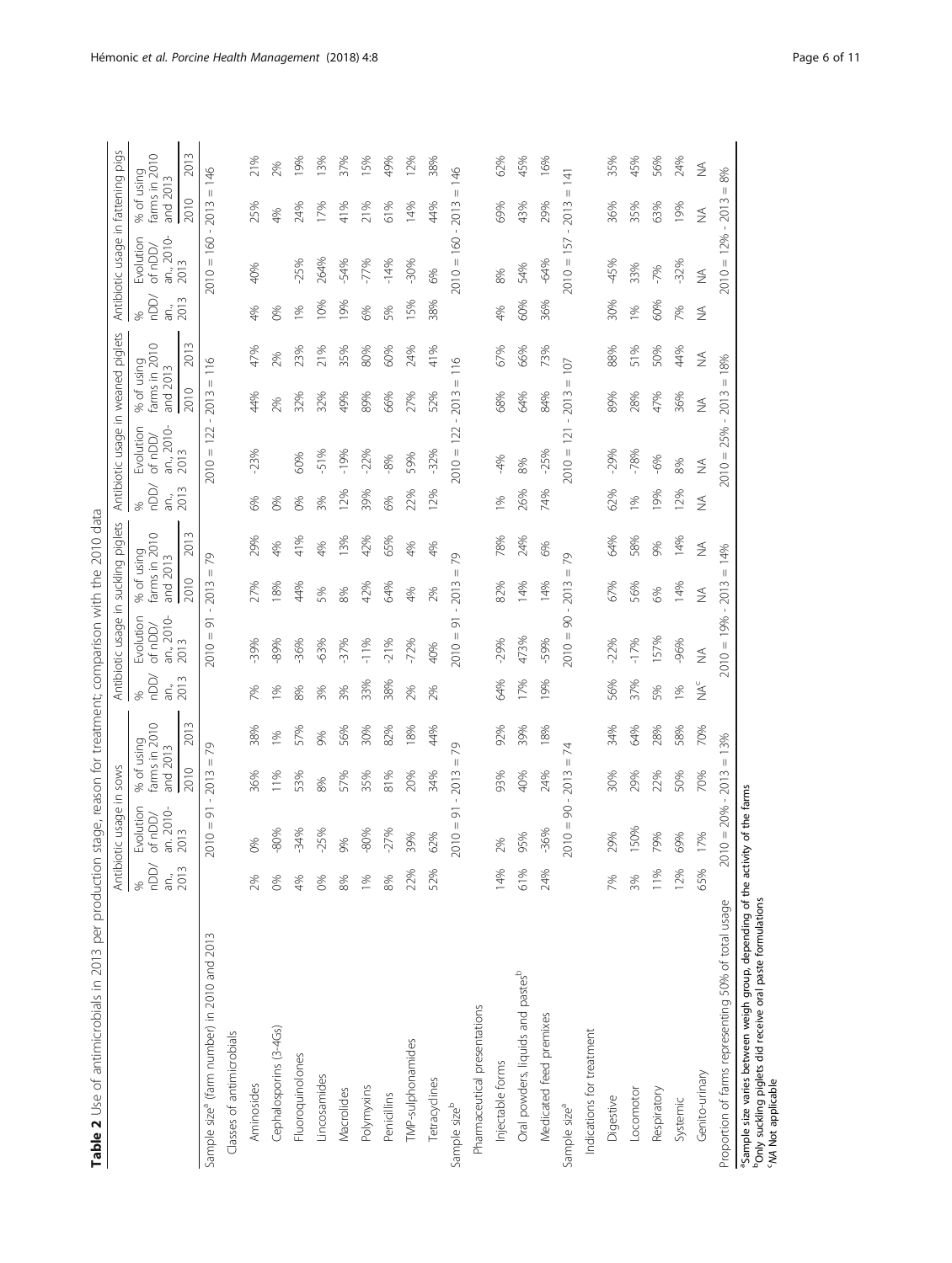**Table 2** Use of antimicrobials in 2013 per production stage, reason for treatment; comparison with the 2010 data

| | Antibiotic usage in sows | | | | Antibiotic usage in suckling piglets | | | | Antibiotic usage in weaned piglets | | | | Antibiotic usage in fattening pigs | | | |
|---|---|---|---|---|---|---|---|---|---|---|---|---|---|---|---|---|
| | % nDD/an., 2013 | Evolution of nDD/an. 2010-2013 | % of using farms in 2010 and 2013 | | % nDD/an., 2013 | Evolution of nDD/an., 2010-2013 | % of using farms in 2010 and 2013 | | % nDD/an., 2013 | Evolution of nDD/an., 2010-2013 | % of using farms in 2010 and 2013 | | % nDD/an., 2013 | Evolution of nDD/an., 2010-2013 | % of using farms in 2010 and 2013 | |
| | | | 2010 | 2013 | | | 2010 | 2013 | | | 2010 | 2013 | | | 2010 | 2013 |
| Sample size[a] (farm number) in 2010 and 2013 | 2010 = 91 - 2013 = 79 | | | | 2010 = 91 - 2013 = 79 | | | | 2010 = 122 - 2013 = 116 | | | | 2010 = 160 - 2013 = 146 | | | |
| Classes of antimicrobials | | | | | | | | | | | | | | | | |
| Aminosides | 2% | 0% | 36% | 38% | 7% | -39% | 27% | 29% | 6% | -23% | 44% | 47% | 4% | 40% | 25% | 21% |
| Cephalosporins (3-4Gs) | 0% | -80% | 11% | 1% | 1% | -89% | 18% | 4% | 0% | | 2% | 2% | 0% | | 4% | 2% |
| Fluoroquinolones | 4% | -34% | 53% | 57% | 8% | -36% | 44% | 41% | 0% | 60% | 32% | 23% | 1% | -25% | 24% | 19% |
| Lincosamides | 0% | -25% | 8% | 9% | 3% | -63% | 5% | 4% | 3% | -51% | 32% | 21% | 10% | 264% | 17% | 13% |
| Macrolides | 8% | 9% | 57% | 56% | 3% | -37% | 8% | 13% | 12% | -19% | 49% | 35% | 19% | -54% | 41% | 37% |
| Polymyxins | 1% | -80% | 35% | 30% | 33% | -11% | 42% | 42% | 39% | -22% | 89% | 80% | 6% | -77% | 21% | 15% |
| Penicillins | 8% | -27% | 81% | 82% | 38% | -21% | 64% | 65% | 6% | -8% | 66% | 60% | 5% | -14% | 61% | 49% |
| TMP-sulphonamides | 22% | 39% | 20% | 18% | 2% | -72% | 4% | 4% | 22% | 59% | 27% | 24% | 15% | -30% | 14% | 12% |
| Tetracyclines | 52% | 62% | 34% | 44% | 2% | 40% | 2% | 4% | 12% | -32% | 52% | 41% | 38% | 6% | 44% | 38% |
| Sample size[b] | 2010 = 91 - 2013 = 79 | | | | 2010 = 91 - 2013 = 79 | | | | 2010 = 122 - 2013 = 116 | | | | 2010 = 160 - 2013 = 146 | | | |
| Pharmaceutical presentations | | | | | | | | | | | | | | | | |
| Injectable forms | 14% | 2% | 93% | 92% | 64% | -29% | 82% | 78% | 1% | -4% | 68% | 67% | 4% | 8% | 69% | 62% |
| Oral powders, liquids and pastes[b] | 61% | 95% | 40% | 39% | 17% | 473% | 14% | 24% | 26% | 8% | 64% | 66% | 60% | 54% | 43% | 45% |
| Medicated feed premixes | 24% | -36% | 24% | 18% | 19% | -59% | 14% | 6% | 74% | -25% | 84% | 73% | 36% | -64% | 29% | 16% |
| Sample size[a] | 2010 = 90 - 2013 = 74 | | | | 2010 = 90 - 2013 = 79 | | | | 2010 = 121 - 2013 = 107 | | | | 2010 = 157 - 2013 = 141 | | | |
| Indications for treatment | | | | | | | | | | | | | | | | |
| Digestive | 7% | 29% | 30% | 34% | 56% | -22% | 67% | 64% | 62% | -29% | 89% | 88% | 30% | -45% | 36% | 35% |
| Locomotor | 3% | 150% | 29% | 64% | 37% | -17% | 56% | 58% | 1% | -78% | 28% | 51% | 1% | 33% | 35% | 45% |
| Respiratory | 11% | 79% | 22% | 28% | 5% | 157% | 6% | 9% | 19% | -6% | 47% | 50% | 60% | -7% | 63% | 56% |
| Systemic | 12% | 69% | 50% | 58% | 1% | -96% | 14% | 14% | 12% | 8% | 36% | 44% | 7% | -32% | 19% | 24% |
| Genito-urinary | 65% | 17% | 70% | 70% | NA[c] | NA | NA | NA | NA | NA | NA | NA | NA | NA | NA | NA |
| Proportion of farms representing 50% of total usage | 2010 = 20% - 2013 = 13% | | | | 2010 = 19% - 2013 = 14% | | | | 2010 = 25% - 2013 = 18% | | | | 2010 = 12% - 2013 = 8% | | | |

[a]Sample size varies between weigh group, depending of the activity of the farms
[b]Only suckling piglets did receive oral paste formulations
[c]NA Not applicable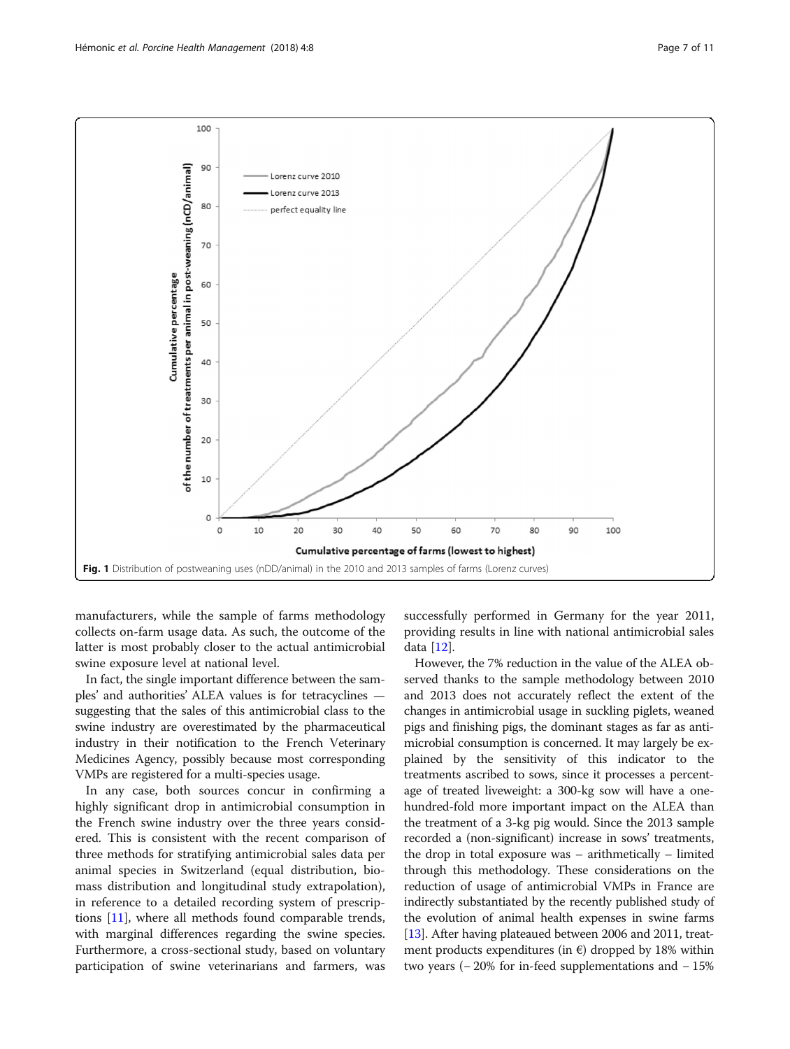Fig. 1 Distribution of postweaning uses (nDD/animal) in the 2010 and 2013 samples of farms (Lorenz curves)

manufacturers, while the sample of farms methodology collects on-farm usage data. As such, the outcome of the latter is most probably closer to the actual antimicrobial swine exposure level at national level.

In fact, the single important difference between the samples' and authorities' ALEA values is for tetracyclines — suggesting that the sales of this antimicrobial class to the swine industry are overestimated by the pharmaceutical industry in their notification to the French Veterinary Medicines Agency, possibly because most corresponding VMPs are registered for a multi-species usage.

In any case, both sources concur in confirming a highly significant drop in antimicrobial consumption in the French swine industry over the three years considered. This is consistent with the recent comparison of three methods for stratifying antimicrobial sales data per animal species in Switzerland (equal distribution, biomass distribution and longitudinal study extrapolation), in reference to a detailed recording system of prescriptions [11], where all methods found comparable trends, with marginal differences regarding the swine species. Furthermore, a cross-sectional study, based on voluntary participation of swine veterinarians and farmers, was successfully performed in Germany for the year 2011, providing results in line with national antimicrobial sales data [12].

However, the 7% reduction in the value of the ALEA observed thanks to the sample methodology between 2010 and 2013 does not accurately reflect the extent of the changes in antimicrobial usage in suckling piglets, weaned pigs and finishing pigs, the dominant stages as far as antimicrobial consumption is concerned. It may largely be explained by the sensitivity of this indicator to the treatments ascribed to sows, since it processes a percentage of treated liveweight: a 300-kg sow will have a one-hundred-fold more important impact on the ALEA than the treatment of a 3-kg pig would. Since the 2013 sample recorded a (non-significant) increase in sows' treatments, the drop in total exposure was – arithmetically – limited through this methodology. These considerations on the reduction of usage of antimicrobial VMPs in France are indirectly substantiated by the recently published study of the evolution of animal health expenses in swine farms [13]. After having plateaued between 2006 and 2011, treatment products expenditures (in €) dropped by 18% within two years (– 20% for in-feed supplementations and – 15%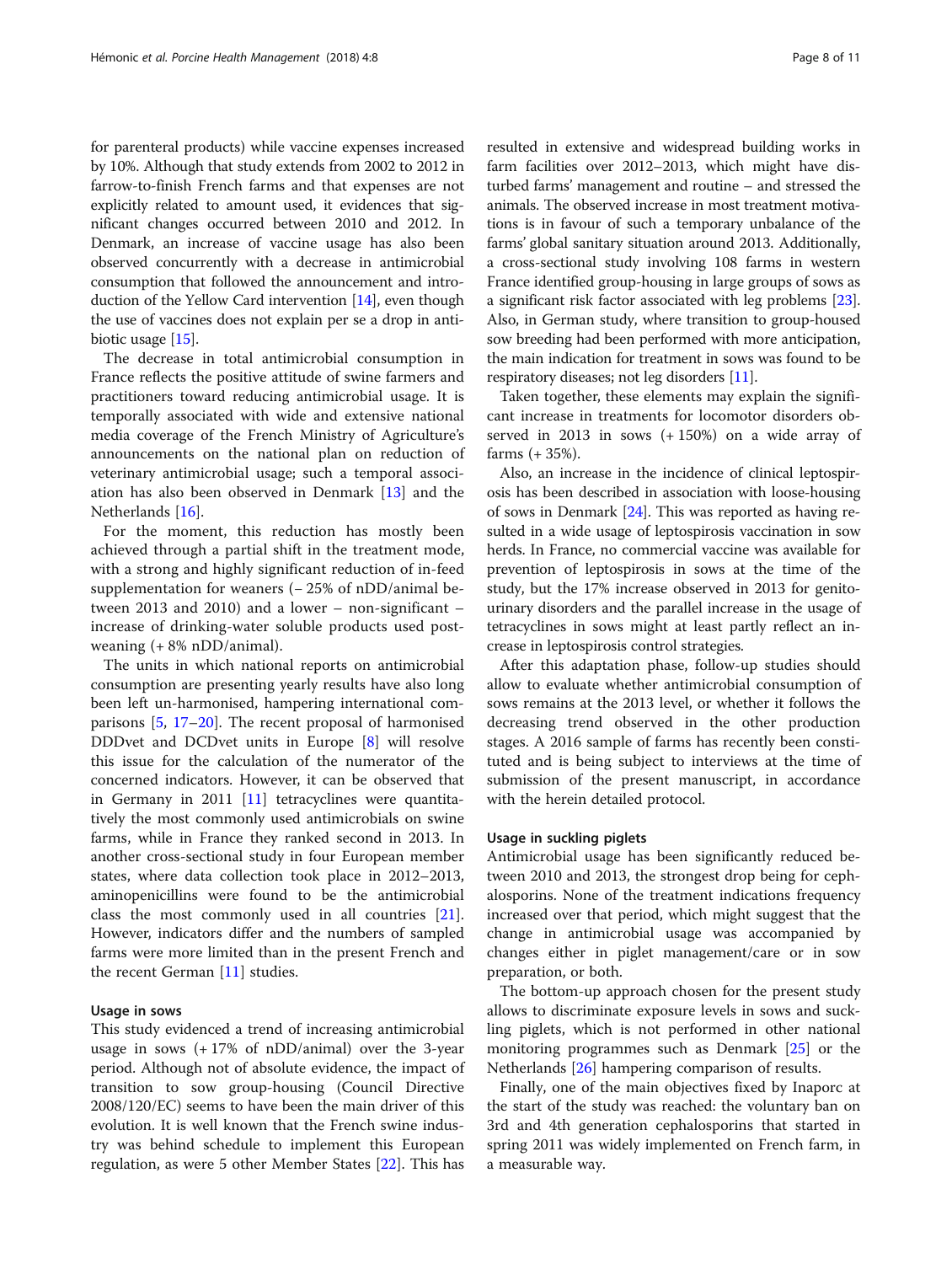for parenteral products) while vaccine expenses increased by 10%. Although that study extends from 2002 to 2012 in farrow-to-finish French farms and that expenses are not explicitly related to amount used, it evidences that significant changes occurred between 2010 and 2012. In Denmark, an increase of vaccine usage has also been observed concurrently with a decrease in antimicrobial consumption that followed the announcement and introduction of the Yellow Card intervention [14], even though the use of vaccines does not explain per se a drop in antibiotic usage [15].

The decrease in total antimicrobial consumption in France reflects the positive attitude of swine farmers and practitioners toward reducing antimicrobial usage. It is temporally associated with wide and extensive national media coverage of the French Ministry of Agriculture's announcements on the national plan on reduction of veterinary antimicrobial usage; such a temporal association has also been observed in Denmark [13] and the Netherlands [16].

For the moment, this reduction has mostly been achieved through a partial shift in the treatment mode, with a strong and highly significant reduction of in-feed supplementation for weaners (− 25% of nDD/animal between 2013 and 2010) and a lower – non-significant – increase of drinking-water soluble products used post-weaning (+ 8% nDD/animal).

The units in which national reports on antimicrobial consumption are presenting yearly results have also long been left un-harmonised, hampering international comparisons [5, 17–20]. The recent proposal of harmonised DDDvet and DCDvet units in Europe [8] will resolve this issue for the calculation of the numerator of the concerned indicators. However, it can be observed that in Germany in 2011 [11] tetracyclines were quantitatively the most commonly used antimicrobials on swine farms, while in France they ranked second in 2013. In another cross-sectional study in four European member states, where data collection took place in 2012–2013, aminopenicillins were found to be the antimicrobial class the most commonly used in all countries [21]. However, indicators differ and the numbers of sampled farms were more limited than in the present French and the recent German [11] studies.

### Usage in sows

This study evidenced a trend of increasing antimicrobial usage in sows (+ 17% of nDD/animal) over the 3-year period. Although not of absolute evidence, the impact of transition to sow group-housing (Council Directive 2008/120/EC) seems to have been the main driver of this evolution. It is well known that the French swine industry was behind schedule to implement this European regulation, as were 5 other Member States [22]. This has resulted in extensive and widespread building works in farm facilities over 2012–2013, which might have disturbed farms' management and routine – and stressed the animals. The observed increase in most treatment motivations is in favour of such a temporary unbalance of the farms' global sanitary situation around 2013. Additionally, a cross-sectional study involving 108 farms in western France identified group-housing in large groups of sows as a significant risk factor associated with leg problems [23]. Also, in German study, where transition to group-housed sow breeding had been performed with more anticipation, the main indication for treatment in sows was found to be respiratory diseases; not leg disorders [11].

Taken together, these elements may explain the significant increase in treatments for locomotor disorders observed in 2013 in sows (+ 150%) on a wide array of farms (+ 35%).

Also, an increase in the incidence of clinical leptospirosis has been described in association with loose-housing of sows in Denmark [24]. This was reported as having resulted in a wide usage of leptospirosis vaccination in sow herds. In France, no commercial vaccine was available for prevention of leptospirosis in sows at the time of the study, but the 17% increase observed in 2013 for genito-urinary disorders and the parallel increase in the usage of tetracyclines in sows might at least partly reflect an increase in leptospirosis control strategies.

After this adaptation phase, follow-up studies should allow to evaluate whether antimicrobial consumption of sows remains at the 2013 level, or whether it follows the decreasing trend observed in the other production stages. A 2016 sample of farms has recently been constituted and is being subject to interviews at the time of submission of the present manuscript, in accordance with the herein detailed protocol.

### Usage in suckling piglets

Antimicrobial usage has been significantly reduced between 2010 and 2013, the strongest drop being for cephalosporins. None of the treatment indications frequency increased over that period, which might suggest that the change in antimicrobial usage was accompanied by changes either in piglet management/care or in sow preparation, or both.

The bottom-up approach chosen for the present study allows to discriminate exposure levels in sows and suckling piglets, which is not performed in other national monitoring programmes such as Denmark [25] or the Netherlands [26] hampering comparison of results.

Finally, one of the main objectives fixed by Inaporc at the start of the study was reached: the voluntary ban on 3rd and 4th generation cephalosporins that started in spring 2011 was widely implemented on French farm, in a measurable way.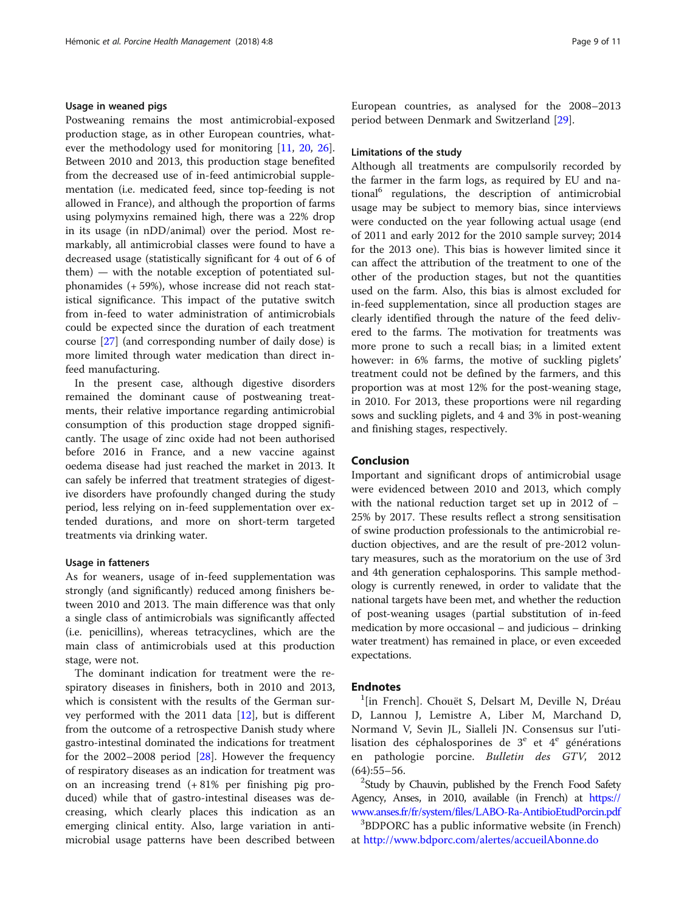### Usage in weaned pigs

Postweaning remains the most antimicrobial-exposed production stage, as in other European countries, whatever the methodology used for monitoring [11, 20, 26]. Between 2010 and 2013, this production stage benefited from the decreased use of in-feed antimicrobial supplementation (i.e. medicated feed, since top-feeding is not allowed in France), and although the proportion of farms using polymyxins remained high, there was a 22% drop in its usage (in nDD/animal) over the period. Most remarkably, all antimicrobial classes were found to have a decreased usage (statistically significant for 4 out of 6 of them) — with the notable exception of potentiated sulphonamides (+ 59%), whose increase did not reach statistical significance. This impact of the putative switch from in-feed to water administration of antimicrobials could be expected since the duration of each treatment course [27] (and corresponding number of daily dose) is more limited through water medication than direct in-feed manufacturing.

In the present case, although digestive disorders remained the dominant cause of postweaning treatments, their relative importance regarding antimicrobial consumption of this production stage dropped significantly. The usage of zinc oxide had not been authorised before 2016 in France, and a new vaccine against oedema disease had just reached the market in 2013. It can safely be inferred that treatment strategies of digestive disorders have profoundly changed during the study period, less relying on in-feed supplementation over extended durations, and more on short-term targeted treatments via drinking water.

### Usage in fatteners

As for weaners, usage of in-feed supplementation was strongly (and significantly) reduced among finishers between 2010 and 2013. The main difference was that only a single class of antimicrobials was significantly affected (i.e. penicillins), whereas tetracyclines, which are the main class of antimicrobials used at this production stage, were not.

The dominant indication for treatment were the respiratory diseases in finishers, both in 2010 and 2013, which is consistent with the results of the German survey performed with the 2011 data [12], but is different from the outcome of a retrospective Danish study where gastro-intestinal dominated the indications for treatment for the 2002–2008 period [28]. However the frequency of respiratory diseases as an indication for treatment was on an increasing trend (+ 81% per finishing pig produced) while that of gastro-intestinal diseases was decreasing, which clearly places this indication as an emerging clinical entity. Also, large variation in antimicrobial usage patterns have been described between European countries, as analysed for the 2008–2013 period between Denmark and Switzerland [29].

### Limitations of the study

Although all treatments are compulsorily recorded by the farmer in the farm logs, as required by EU and national[6] regulations, the description of antimicrobial usage may be subject to memory bias, since interviews were conducted on the year following actual usage (end of 2011 and early 2012 for the 2010 sample survey; 2014 for the 2013 one). This bias is however limited since it can affect the attribution of the treatment to one of the other of the production stages, but not the quantities used on the farm. Also, this bias is almost excluded for in-feed supplementation, since all production stages are clearly identified through the nature of the feed delivered to the farms. The motivation for treatments was more prone to such a recall bias; in a limited extent however: in 6% farms, the motive of suckling piglets' treatment could not be defined by the farmers, and this proportion was at most 12% for the post-weaning stage, in 2010. For 2013, these proportions were nil regarding sows and suckling piglets, and 4 and 3% in post-weaning and finishing stages, respectively.

## Conclusion

Important and significant drops of antimicrobial usage were evidenced between 2010 and 2013, which comply with the national reduction target set up in 2012 of – 25% by 2017. These results reflect a strong sensitisation of swine production professionals to the antimicrobial reduction objectives, and are the result of pre-2012 voluntary measures, such as the moratorium on the use of 3rd and 4th generation cephalosporins. This sample methodology is currently renewed, in order to validate that the national targets have been met, and whether the reduction of post-weaning usages (partial substitution of in-feed medication by more occasional – and judicious – drinking water treatment) has remained in place, or even exceeded expectations.

## Endnotes

[1][in French]. Chouët S, Delsart M, Deville N, Dréau D, Lannou J, Lemistre A, Liber M, Marchand D, Normand V, Sevin JL, Sialleli JN. Consensus sur l'utilisation des céphalosporines de 3[e] et 4[e] générations en pathologie porcine. *Bulletin des GTV*, 2012 (64):55–56.

[2]Study by Chauvin, published by the French Food Safety Agency, Anses, in 2010, available (in French) at https://www.anses.fr/fr/system/files/LABO-Ra-AntibioEtudPorcin.pdf

[3]BDPORC has a public informative website (in French) at http://www.bdporc.com/alertes/accueilAbonne.do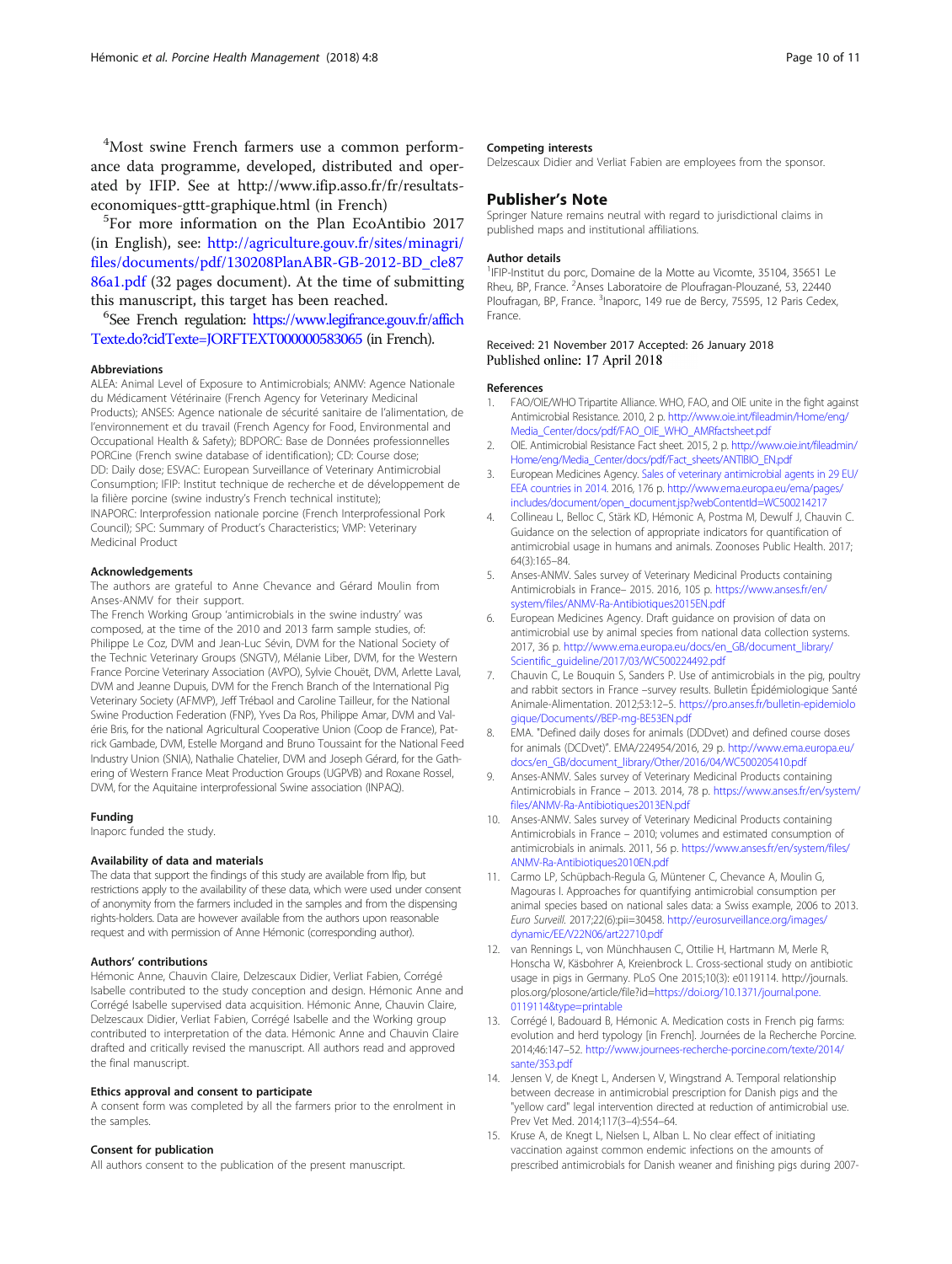[4]Most swine French farmers use a common performance data programme, developed, distributed and operated by IFIP. See at http://www.ifip.asso.fr/fr/resultats-economiques-gttt-graphique.html (in French)

[5]For more information on the Plan EcoAntibio 2017 (in English), see: http://agriculture.gouv.fr/sites/minagri/files/documents/pdf/130208PlanABR-GB-2012-BD_cle8786a1.pdf (32 pages document). At the time of submitting this manuscript, this target has been reached.

[6]See French regulation: https://www.legifrance.gouv.fr/affichTexte.do?cidTexte=JORFTEXT000000583065 (in French).

### Abbreviations

ALEA: Animal Level of Exposure to Antimicrobials; ANMV: Agence Nationale du Médicament Vétérinaire (French Agency for Veterinary Medicinal Products); ANSES: Agence nationale de sécurité sanitaire de l'alimentation, de l'environnement et du travail (French Agency for Food, Environmental and Occupational Health & Safety); BDPORC: Base de Données professionnelles PORCine (French swine database of identification); CD: Course dose; DD: Daily dose; ESVAC: European Surveillance of Veterinary Antimicrobial Consumption; IFIP: Institut technique de recherche et de développement de la filière porcine (swine industry's French technical institute); INAPORC: Interprofession nationale porcine (French Interprofessional Pork Council); SPC: Summary of Product's Characteristics; VMP: Veterinary Medicinal Product

### Acknowledgements

The authors are grateful to Anne Chevance and Gérard Moulin from Anses-ANMV for their support.

The French Working Group 'antimicrobials in the swine industry' was composed, at the time of the 2010 and 2013 farm sample studies, of: Philippe Le Coz, DVM and Jean-Luc Sévin, DVM for the National Society of the Technic Veterinary Groups (SNGTV), Mélanie Liber, DVM, for the Western France Porcine Veterinary Association (AVPO), Sylvie Chouët, DVM, Arlette Laval, DVM and Jeanne Dupuis, DVM for the French Branch of the International Pig Veterinary Society (AFMVP), Jeff Trébaol and Caroline Tailleur, for the National Swine Production Federation (FNP), Yves Da Ros, Philippe Amar, DVM and Valérie Bris, for the national Agricultural Cooperative Union (Coop de France), Patrick Gambade, DVM, Estelle Morgand and Bruno Toussaint for the National Feed Industry Union (SNIA), Nathalie Chatelier, DVM and Joseph Gérard, for the Gathering of Western France Meat Production Groups (UGPVB) and Roxane Rossel, DVM, for the Aquitaine interprofessional Swine association (INPAQ).

### Funding

Inaporc funded the study.

### Availability of data and materials

The data that support the findings of this study are available from Ifip, but restrictions apply to the availability of these data, which were used under consent of anonymity from the farmers included in the samples and from the dispensing rights-holders. Data are however available from the authors upon reasonable request and with permission of Anne Hémonic (corresponding author).

### Authors' contributions

Hémonic Anne, Chauvin Claire, Delzescaux Didier, Verliat Fabien, Corrégé Isabelle contributed to the study conception and design. Hémonic Anne and Corrégé Isabelle supervised data acquisition. Hémonic Anne, Chauvin Claire, Delzescaux Didier, Verliat Fabien, Corrégé Isabelle and the Working group contributed to interpretation of the data. Hémonic Anne and Chauvin Claire drafted and critically revised the manuscript. All authors read and approved the final manuscript.

### Ethics approval and consent to participate

A consent form was completed by all the farmers prior to the enrolment in the samples.

### Consent for publication

All authors consent to the publication of the present manuscript.

### Competing interests

Delzescaux Didier and Verliat Fabien are employees from the sponsor.

## Publisher's Note

Springer Nature remains neutral with regard to jurisdictional claims in published maps and institutional affiliations.

### Author details

[1]IFIP-Institut du porc, Domaine de la Motte au Vicomte, 35104, 35651 Le Rheu, BP, France. [2]Anses Laboratoire de Ploufragan-Plouzané, 53, 22440 Ploufragan, BP, France. [3]Inaporc, 149 rue de Bercy, 75595, 12 Paris Cedex, France.

Received: 21 November 2017 Accepted: 26 January 2018
Published online: 17 April 2018

### References

1. FAO/OIE/WHO Tripartite Alliance. WHO, FAO, and OIE unite in the fight against Antimicrobial Resistance. 2010, 2 p. http://www.oie.int/fileadmin/Home/eng/Media_Center/docs/pdf/FAO_OIE_WHO_AMRfactsheet.pdf
2. OIE. Antimicrobial Resistance Fact sheet. 2015, 2 p. http://www.oie.int/fileadmin/Home/eng/Media_Center/docs/pdf/Fact_sheets/ANTIBIO_EN.pdf
3. European Medicines Agency. Sales of veterinary antimicrobial agents in 29 EU/EEA countries in 2014. 2016, 176 p. http://www.ema.europa.eu/ema/pages/includes/document/open_document.jsp?webContentId=WC500214217
4. Collineau L, Belloc C, Stärk KD, Hémonic A, Postma M, Dewulf J, Chauvin C. Guidance on the selection of appropriate indicators for quantification of antimicrobial usage in humans and animals. Zoonoses Public Health. 2017; 64(3):165–84.
5. Anses-ANMV. Sales survey of Veterinary Medicinal Products containing Antimicrobials in France– 2015. 2016, 105 p. https://www.anses.fr/en/system/files/ANMV-Ra-Antibiotiques2015EN.pdf
6. European Medicines Agency. Draft guidance on provision of data on antimicrobial use by animal species from national data collection systems. 2017, 36 p. http://www.ema.europa.eu/docs/en_GB/document_library/Scientific_guideline/2017/03/WC500224492.pdf
7. Chauvin C, Le Bouquin S, Sanders P. Use of antimicrobials in the pig, poultry and rabbit sectors in France –survey results. Bulletin Épidémiologique Santé Animale-Alimentation. 2012;53:12–5. https://pro.anses.fr/bulletin-epidemiologique/Documents//BEP-mg-BE53EN.pdf
8. EMA. "Defined daily doses for animals (DDDvet) and defined course doses for animals (DCDvet)". EMA/224954/2016, 29 p. http://www.ema.europa.eu/docs/en_GB/document_library/Other/2016/04/WC500205410.pdf
9. Anses-ANMV. Sales survey of Veterinary Medicinal Products containing Antimicrobials in France – 2013. 2014, 78 p. https://www.anses.fr/en/system/files/ANMV-Ra-Antibiotiques2013EN.pdf
10. Anses-ANMV. Sales survey of Veterinary Medicinal Products containing Antimicrobials in France – 2010; volumes and estimated consumption of antimicrobials in animals. 2011, 56 p. https://www.anses.fr/en/system/files/ANMV-Ra-Antibiotiques2010EN.pdf
11. Carmo LP, Schüpbach-Regula G, Müntener C, Chevance A, Moulin G, Magouras I. Approaches for quantifying antimicrobial consumption per animal species based on national sales data: a Swiss example, 2006 to 2013. *Euro Surveill.* 2017;22(6):pii=30458. http://eurosurveillance.org/images/dynamic/EE/V22N06/art22710.pdf
12. van Rennings L, von Münchhausen C, Ottilie H, Hartmann M, Merle R, Honscha W, Käsbohrer A, Kreienbrock L. Cross-sectional study on antibiotic usage in pigs in Germany. PLoS One 2015;10(3): e0119114. http://journals.plos.org/plosone/article/file?id=https://doi.org/10.1371/journal.pone.0119114&type=printable
13. Corrégé I, Badouard B, Hémonic A. Medication costs in French pig farms: evolution and herd typology [in French]. Journées de la Recherche Porcine. 2014;46:147–52. http://www.journees-recherche-porcine.com/texte/2014/sante/3S3.pdf
14. Jensen V, de Knegt L, Andersen V, Wingstrand A. Temporal relationship between decrease in antimicrobial prescription for Danish pigs and the "yellow card" legal intervention directed at reduction of antimicrobial use. Prev Vet Med. 2014;117(3–4):554–64.
15. Kruse A, de Knegt L, Nielsen L, Alban L. No clear effect of initiating vaccination against common endemic infections on the amounts of prescribed antimicrobials for Danish weaner and finishing pigs during 2007-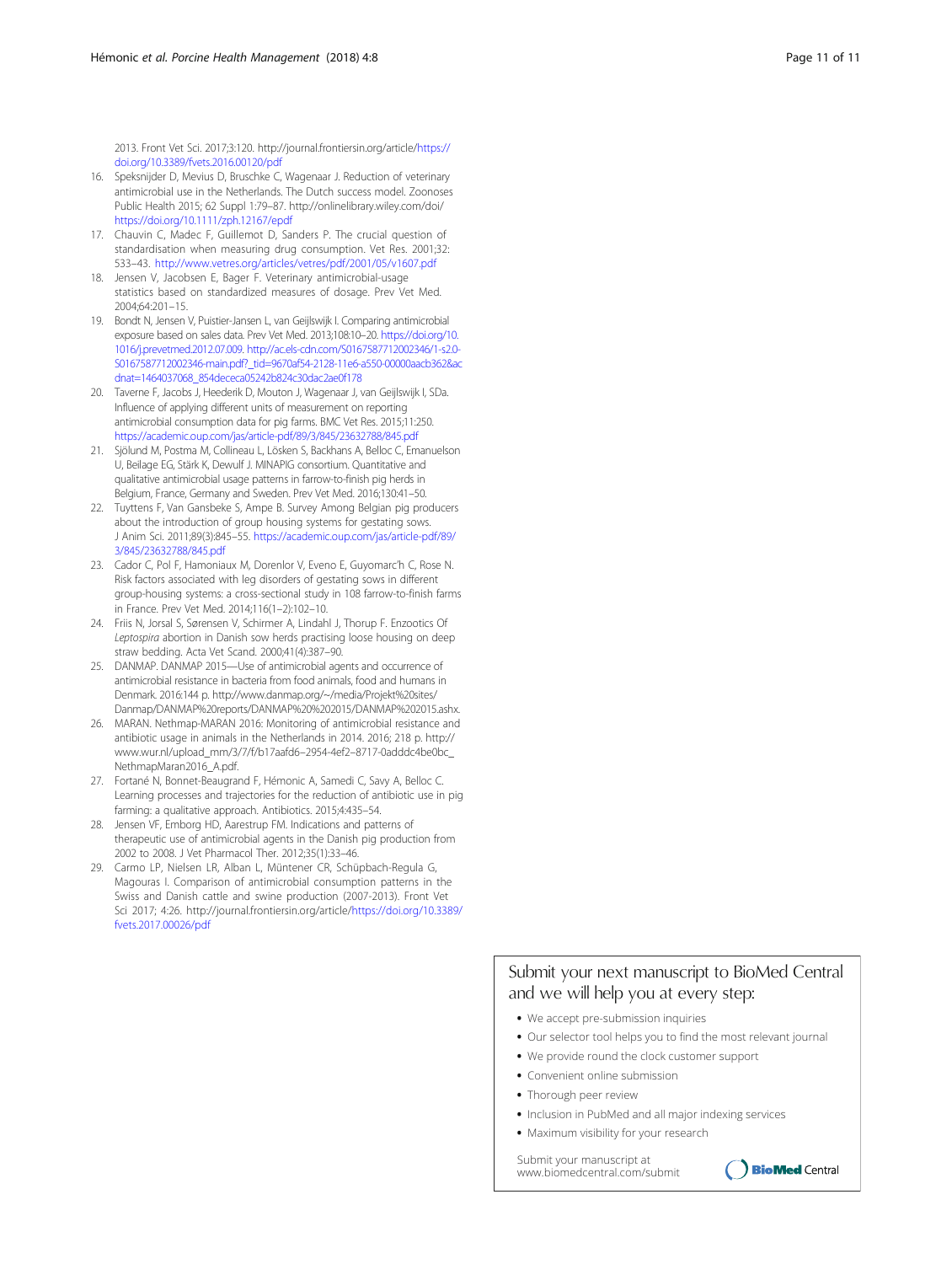2013. Front Vet Sci. 2017;3:120. http://journal.frontiersin.org/article/https://doi.org/10.3389/fvets.2016.00120/pdf

16. Speksnijder D, Mevius D, Bruschke C, Wagenaar J. Reduction of veterinary antimicrobial use in the Netherlands. The Dutch success model. Zoonoses Public Health 2015; 62 Suppl 1:79–87. http://onlinelibrary.wiley.com/doi/https://doi.org/10.1111/zph.12167/epdf
17. Chauvin C, Madec F, Guillemot D, Sanders P. The crucial question of standardisation when measuring drug consumption. Vet Res. 2001;32:533–43. http://www.vetres.org/articles/vetres/pdf/2001/05/v1607.pdf
18. Jensen V, Jacobsen E, Bager F. Veterinary antimicrobial-usage statistics based on standardized measures of dosage. Prev Vet Med. 2004;64:201–15.
19. Bondt N, Jensen V, Puistier-Jansen L, van Geijlswijk I. Comparing antimicrobial exposure based on sales data. Prev Vet Med. 2013;108:10–20. https://doi.org/10.1016/j.prevetmed.2012.07.009. http://ac.els-cdn.com/S0167587712002346/1-s2.0-S0167587712002346-main.pdf?_tid=9670af54-2128-11e6-a550-00000aacb362&acdnat=1464037068_854dececa05242b824c30dac2ae0f178
20. Taverne F, Jacobs J, Heederik D, Mouton J, Wagenaar J, van Geijlswijk I, SDa. Influence of applying different units of measurement on reporting antimicrobial consumption data for pig farms. BMC Vet Res. 2015;11:250. https://academic.oup.com/jas/article-pdf/89/3/845/23632788/845.pdf
21. Sjölund M, Postma M, Collineau L, Lösken S, Backhans A, Belloc C, Emanuelson U, Beilage EG, Stärk K, Dewulf J. MINAPIG consortium. Quantitative and qualitative antimicrobial usage patterns in farrow-to-finish pig herds in Belgium, France, Germany and Sweden. Prev Vet Med. 2016;130:41–50.
22. Tuyttens F, Van Gansbeke S, Ampe B. Survey Among Belgian pig producers about the introduction of group housing systems for gestating sows. J Anim Sci. 2011;89(3):845–55. https://academic.oup.com/jas/article-pdf/89/3/845/23632788/845.pdf
23. Cador C, Pol F, Hamoniaux M, Dorenlor V, Eveno E, Guyomarc'h C, Rose N. Risk factors associated with leg disorders of gestating sows in different group-housing systems: a cross-sectional study in 108 farrow-to-finish farms in France. Prev Vet Med. 2014;116(1–2):102–10.
24. Friis N, Jorsal S, Sørensen V, Schirmer A, Lindahl J, Thorup F. Enzootics Of *Leptospira* abortion in Danish sow herds practising loose housing on deep straw bedding. Acta Vet Scand. 2000;41(4):387–90.
25. DANMAP. DANMAP 2015—Use of antimicrobial agents and occurrence of antimicrobial resistance in bacteria from food animals, food and humans in Denmark. 2016:144 p. http://www.danmap.org/~/media/Projekt%20sites/Danmap/DANMAP%20reports/DANMAP%20%202015/DANMAP%202015.ashx.
26. MARAN. Nethmap-MARAN 2016: Monitoring of antimicrobial resistance and antibiotic usage in animals in the Netherlands in 2014. 2016; 218 p. http://www.wur.nl/upload_mm/3/7/f/b17aafd6–2954-4ef2–8717-0adddc4be0bc_NethmapMaran2016_A.pdf.
27. Fortané N, Bonnet-Beaugrand F, Hémonic A, Samedi C, Savy A, Belloc C. Learning processes and trajectories for the reduction of antibiotic use in pig farming: a qualitative approach. Antibiotics. 2015;4:435–54.
28. Jensen VF, Emborg HD, Aarestrup FM. Indications and patterns of therapeutic use of antimicrobial agents in the Danish pig production from 2002 to 2008. J Vet Pharmacol Ther. 2012;35(1):33–46.
29. Carmo LP, Nielsen LR, Alban L, Müntener CR, Schüpbach-Regula G, Magouras I. Comparison of antimicrobial consumption patterns in the Swiss and Danish cattle and swine production (2007-2013). Front Vet Sci 2017; 4:26. http://journal.frontiersin.org/article/https://doi.org/10.3389/fvets.2017.00026/pdf